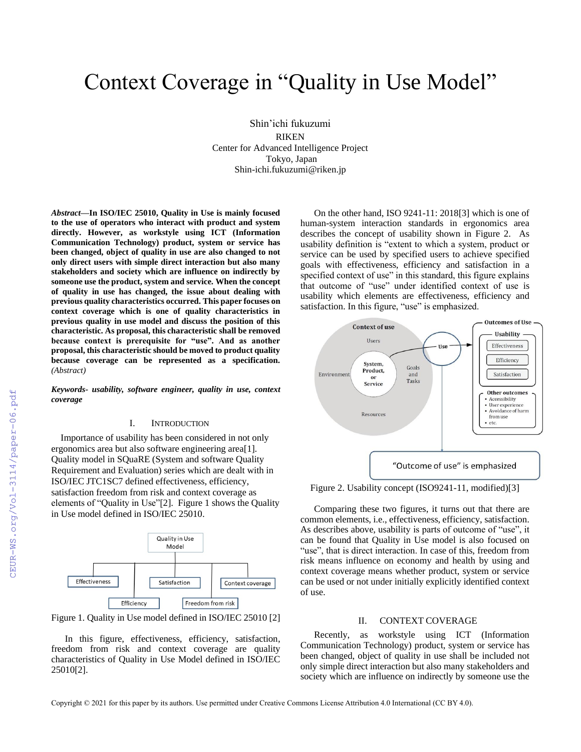# Context Coverage in "Quality in Use Model"

Shin'ichi fukuzumi
RIKEN
Center for Advanced Intelligence Project
Tokyo, Japan
Shin-ichi.fukuzumi@riken.jp

***Abstract*—In ISO/IEC 25010, Quality in Use is mainly focused to the use of operators who interact with product and system directly. However, as workstyle using ICT (Information Communication Technology) product, system or service has been changed, object of quality in use are also changed to not only direct users with simple direct interaction but also many stakeholders and society which are influence on indirectly by someone use the product, system and service. When the concept of quality in use has changed, the issue about dealing with previous quality characteristics occurred. This paper focuses on context coverage which is one of quality characteristics in previous quality in use model and discuss the position of this characteristic. As proposal, this characteristic shall be removed because context is prerequisite for "use". And as another proposal, this characteristic should be moved to product quality because coverage can be represented as a specification.** *(Abstract)*

***Keywords- usability, software engineer, quality in use, context coverage***

## I. INTRODUCTION

Importance of usability has been considered in not only ergonomics area but also software engineering area[1]. Quality model in SQuaRE (System and software Quality Requirement and Evaluation) series which are dealt with in ISO/IEC JTC1SC7 defined effectiveness, efficiency, satisfaction freedom from risk and context coverage as elements of "Quality in Use"[2]. Figure 1 shows the Quality in Use model defined in ISO/IEC 25010.

Figure 1. Quality in Use model defined in ISO/IEC 25010 [2]

In this figure, effectiveness, efficiency, satisfaction, freedom from risk and context coverage are quality characteristics of Quality in Use Model defined in ISO/IEC 25010[2].

On the other hand, ISO 9241-11: 2018[3] which is one of human-system interaction standards in ergonomics area describes the concept of usability shown in Figure 2. As usability definition is "extent to which a system, product or service can be used by specified users to achieve specified goals with effectiveness, efficiency and satisfaction in a specified context of use" in this standard, this figure explains that outcome of "use" under identified context of use is usability which elements are effectiveness, efficiency and satisfaction. In this figure, "use" is emphasized.

Figure 2. Usability concept (ISO9241-11, modified)[3]

Comparing these two figures, it turns out that there are common elements, i.e., effectiveness, efficiency, satisfaction. As describes above, usability is parts of outcome of "use", it can be found that Quality in Use model is also focused on "use", that is direct interaction. In case of this, freedom from risk means influence on economy and health by using and context coverage means whether product, system or service can be used or not under initially explicitly identified context of use.

## II. CONTEXT COVERAGE

Recently, as workstyle using ICT (Information Communication Technology) product, system or service has been changed, object of quality in use shall be included not only simple direct interaction but also many stakeholders and society which are influence on indirectly by someone use the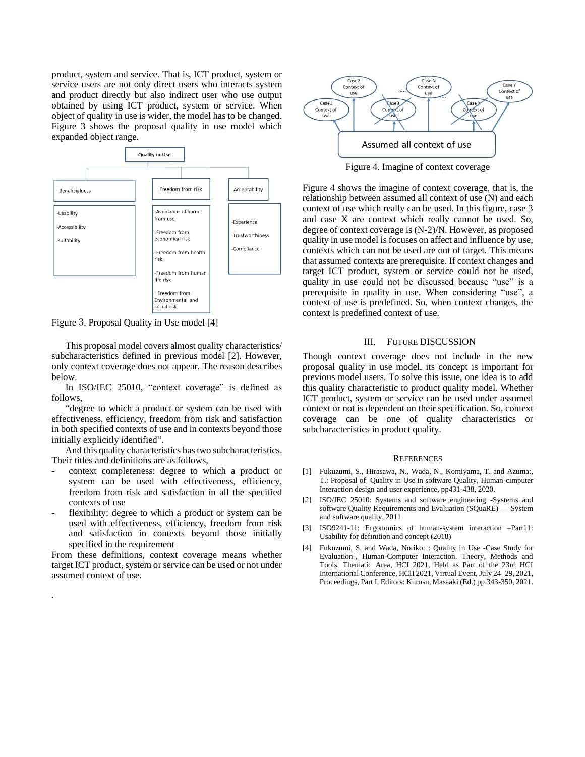product, system and service. That is, ICT product, system or service users are not only direct users who interacts system and product directly but also indirect user who use output obtained by using ICT product, system or service. When object of quality in use is wider, the model has to be changed. Figure 3 shows the proposal quality in use model which expanded object range.

Quality-in-Use

Beneficialness

-Usability

-Accessibility

-suitability

Freedom from risk

-Avoidance of harm from use

-Freedom from economical risk

-Freedom from health risk

-Freedom from human life risk

- Freedom from Environmental and social risk

Acceptability

-Experience

-Trustworthiness

-Compliance

Figure 3. Proposal Quality in Use model [4]

This proposal model covers almost quality characteristics/ subcharacteristics defined in previous model [2]. However, only context coverage does not appear. The reason describes below.

In ISO/IEC 25010, "context coverage" is defined as follows,

"degree to which a product or system can be used with effectiveness, efficiency, freedom from risk and satisfaction in both specified contexts of use and in contexts beyond those initially explicitly identified".

And this quality characteristics has two subcharacteristics. Their titles and definitions are as follows,

- context completeness: degree to which a product or system can be used with effectiveness, efficiency, freedom from risk and satisfaction in all the specified contexts of use
- flexibility: degree to which a product or system can be used with effectiveness, efficiency, freedom from risk and satisfaction in contexts beyond those initially specified in the requirement

From these definitions, context coverage means whether target ICT product, system or service can be used or not under assumed context of use.

Case1 Context of use

Case2 Context of use

Case3 Context of use

Case N Context of use

Case X Context of use

Case Y Context of use

.....

Assumed all context of use

Figure 4. Imagine of context coverage

Figure 4 shows the imagine of context coverage, that is, the relationship between assumed all context of use (N) and each context of use which really can be used. In this figure, case 3 and case X are context which really cannot be used. So, degree of context coverage is (N-2)/N. However, as proposed quality in use model is focuses on affect and influence by use, contexts which can not be used are out of target. This means that assumed contexts are prerequisite. If context changes and target ICT product, system or service could not be used, quality in use could not be discussed because "use" is a prerequisite in quality in use. When considering "use", a context of use is predefined. So, when context changes, the context is predefined context of use.

## III. Future Discussion

Though context coverage does not include in the new proposal quality in use model, its concept is important for previous model users. To solve this issue, one idea is to add this quality characteristic to product quality model. Whether ICT product, system or service can be used under assumed context or not is dependent on their specification. So, context coverage can be one of quality characteristics or subcharacteristics in product quality.

## References

[1] Fukuzumi, S., Hirasawa, N., Wada, N., Komiyama, T. and Azuma:, T.: Proposal of Quality in Use in software Quality, Human-cimputer Interaction design and user experience, pp431-438, 2020.

[2] ISO/IEC 25010: Systems and software engineering -Systems and software Quality Requirements and Evaluation (SQuaRE) — System and software quality, 2011

[3] ISO9241-11: Ergonomics of human-system interaction –Part11: Usability for definition and concept (2018)

[4] Fukuzumi, S. and Wada, Noriko: : Quality in Use -Case Study for Evaluation-, Human-Computer Interaction. Theory, Methods and Tools, Thematic Area, HCI 2021, Held as Part of the 23rd HCI International Conference, HCII 2021, Virtual Event, July 24–29, 2021, Proceedings, Part I, Editors: Kurosu, Masaaki (Ed.) pp.343-350, 2021.